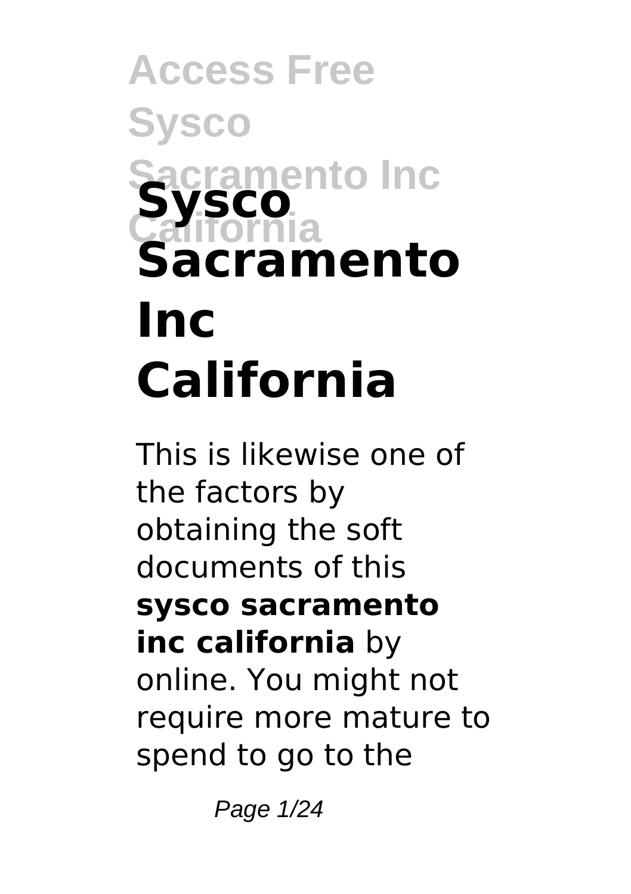# Sysco Sacramento Inc California

This is likewise one of the factors by obtaining the soft documents of this **sysco sacramento inc california** by online. You might not require more mature to spend to go to the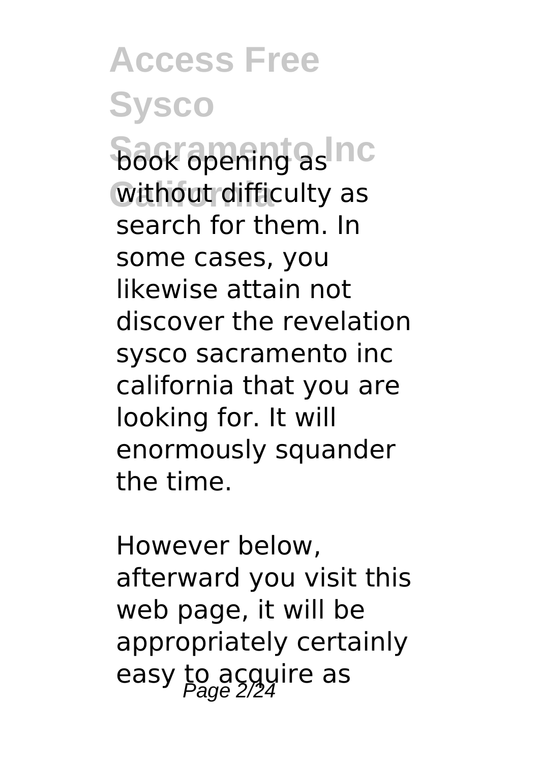book opening as without difficulty as search for them. In some cases, you likewise attain not discover the revelation sysco sacramento inc california that you are looking for. It will enormously squander the time.

However below, afterward you visit this web page, it will be appropriately certainly easy to acquire as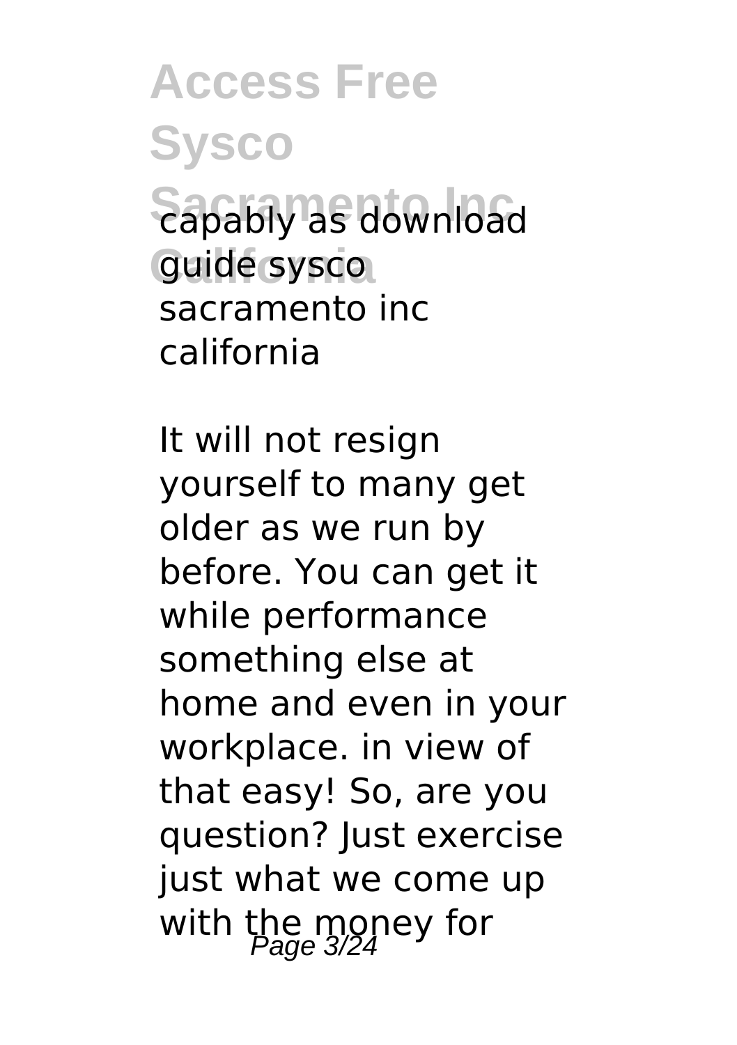capably as download guide sysco sacramento inc california

It will not resign yourself to many get older as we run by before. You can get it while performance something else at home and even in your workplace. in view of that easy! So, are you question? Just exercise just what we come up with the money for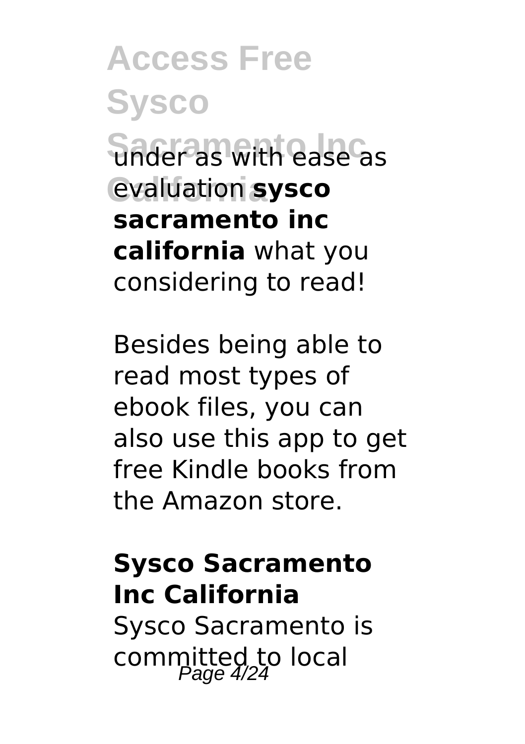under as with ease as evaluation **sysco sacramento inc california** what you considering to read!

Besides being able to read most types of ebook files, you can also use this app to get free Kindle books from the Amazon store.

## Sysco Sacramento Inc California

Sysco Sacramento is committed to local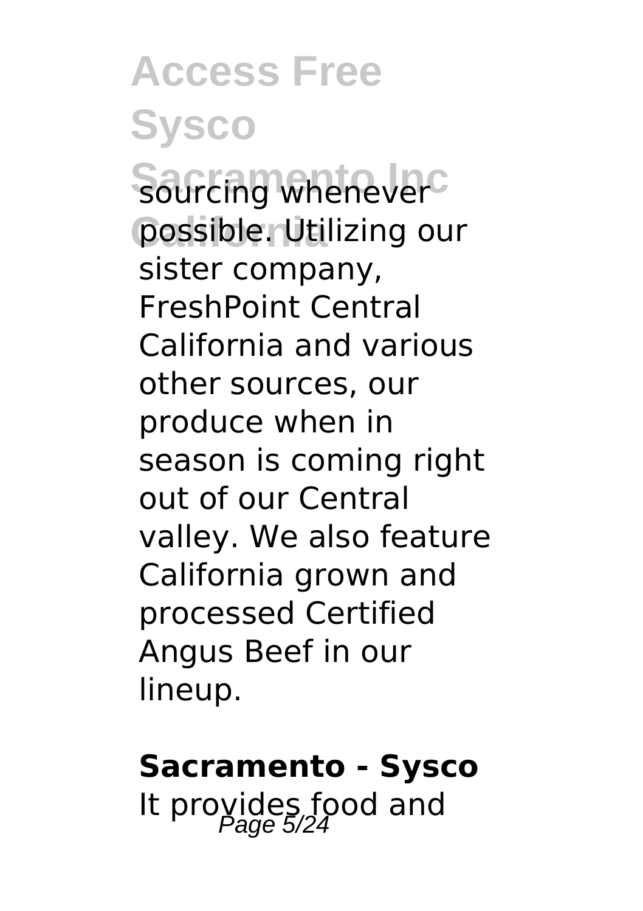sourcing whenever possible. Utilizing our sister company, FreshPoint Central California and various other sources, our produce when in season is coming right out of our Central valley. We also feature California grown and processed Certified Angus Beef in our lineup.

**Sacramento - Sysco**

It provides food and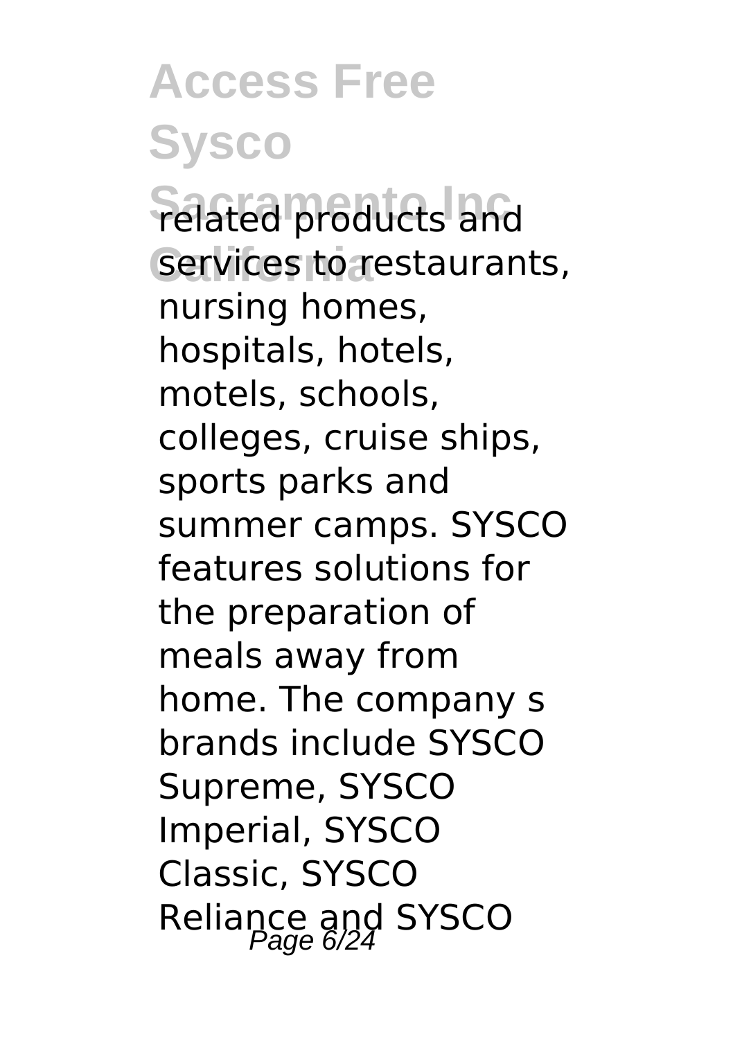related products and services to restaurants, nursing homes, hospitals, hotels, motels, schools, colleges, cruise ships, sports parks and summer camps. SYSCO features solutions for the preparation of meals away from home. The company s brands include SYSCO Supreme, SYSCO Imperial, SYSCO Classic, SYSCO Reliance and SYSCO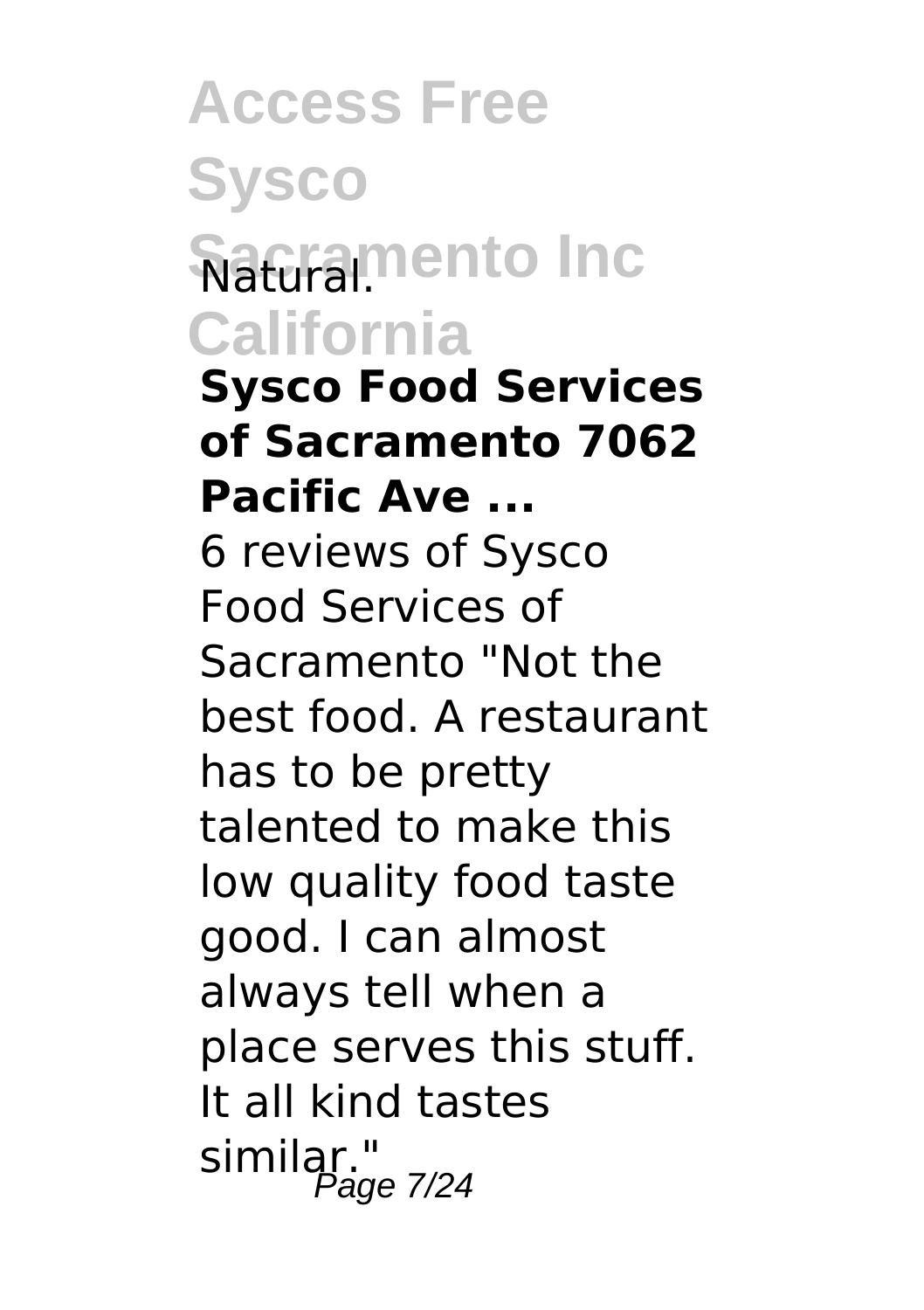Natural.

**Sysco Food Services of Sacramento 7062 Pacific Ave ...**

6 reviews of Sysco Food Services of Sacramento "Not the best food. A restaurant has to be pretty talented to make this low quality food taste good. I can almost always tell when a place serves this stuff. It all kind tastes similar."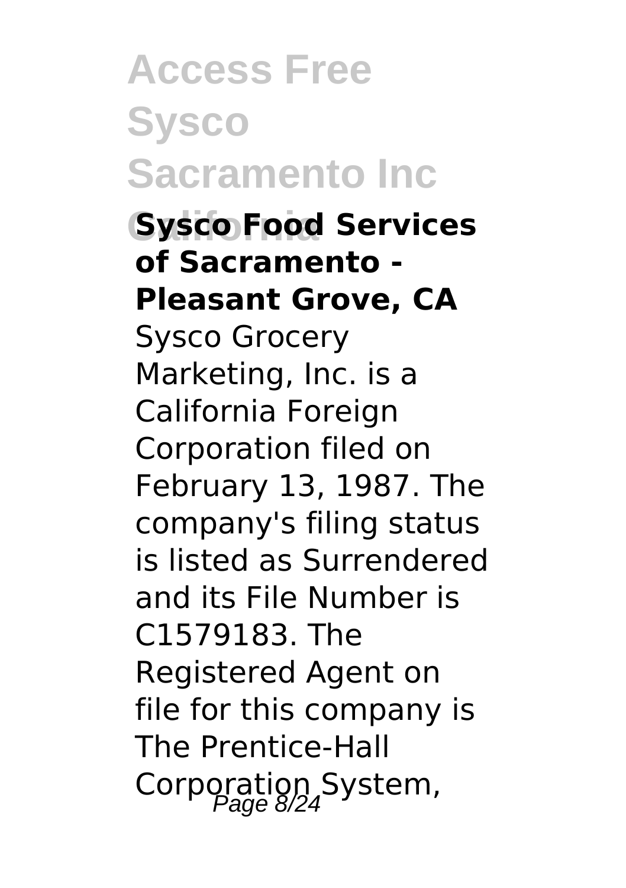**Sysco Food Services of Sacramento - Pleasant Grove, CA**

Sysco Grocery Marketing, Inc. is a California Foreign Corporation filed on February 13, 1987. The company's filing status is listed as Surrendered and its File Number is C1579183. The Registered Agent on file for this company is The Prentice-Hall Corporation System,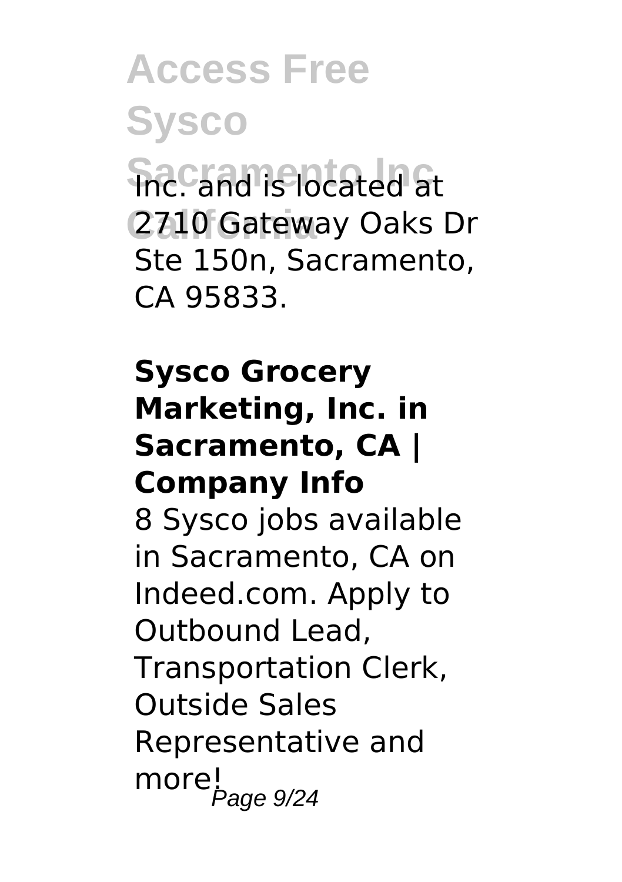Inc. and is located at 2710 Gateway Oaks Dr Ste 150n, Sacramento, CA 95833.

**Sysco Grocery Marketing, Inc. in Sacramento, CA | Company Info**

8 Sysco jobs available in Sacramento, CA on Indeed.com. Apply to Outbound Lead, Transportation Clerk, Outside Sales Representative and more!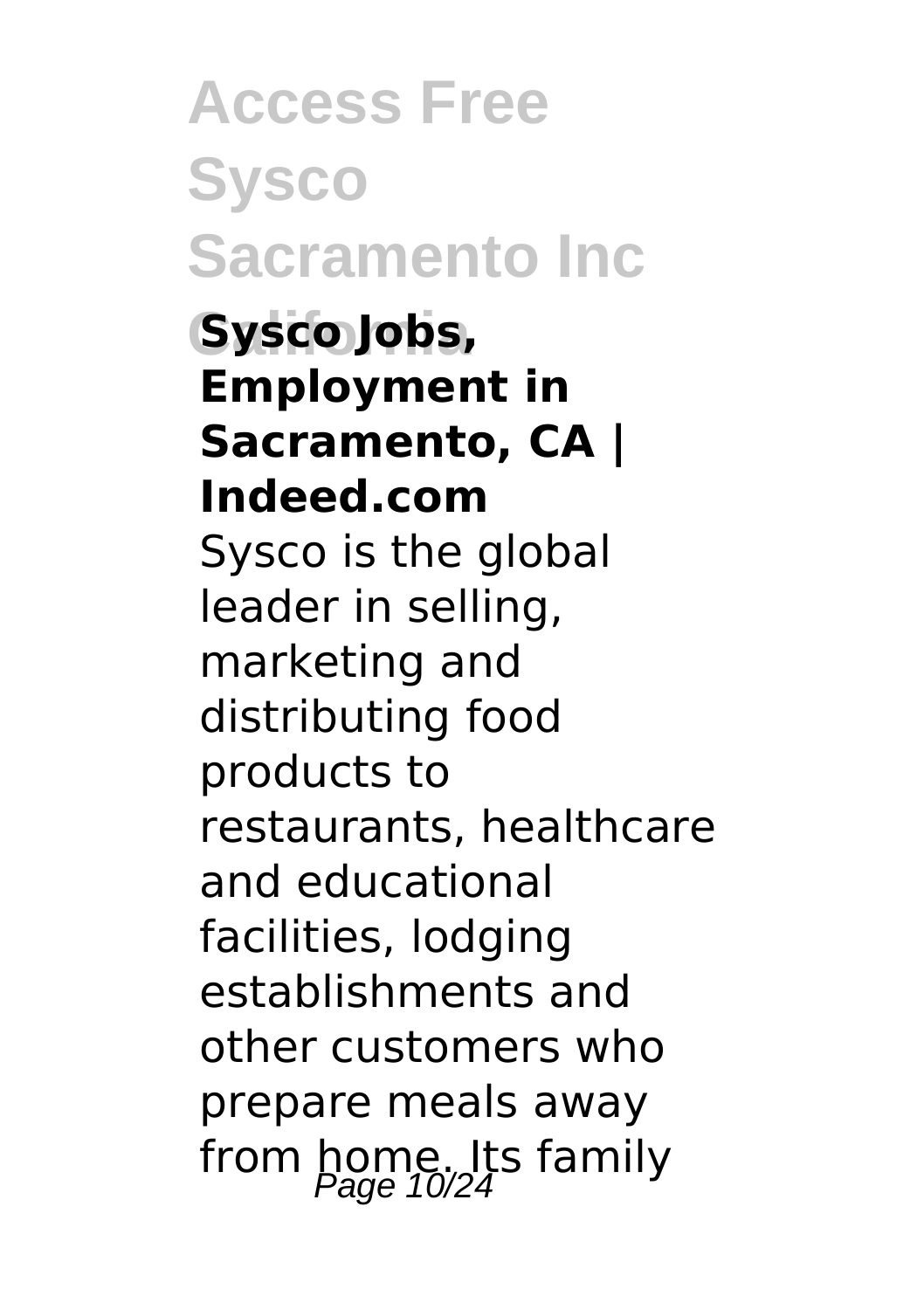**Sysco Jobs, Employment in Sacramento, CA | Indeed.com**

Sysco is the global leader in selling, marketing and distributing food products to restaurants, healthcare and educational facilities, lodging establishments and other customers who prepare meals away from home. Its family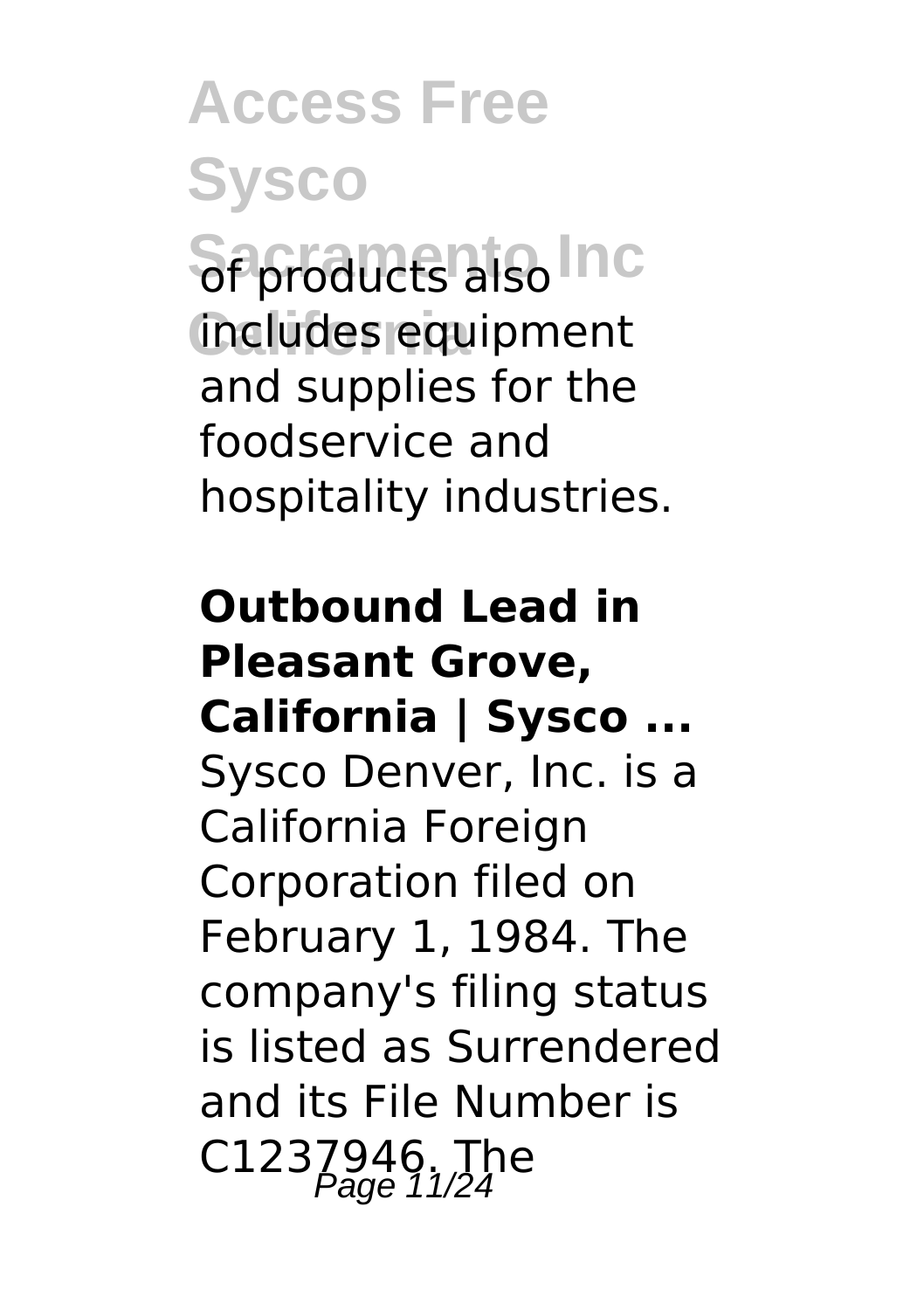of products also includes equipment and supplies for the foodservice and hospitality industries.

**Outbound Lead in Pleasant Grove, California | Sysco ...**

Sysco Denver, Inc. is a California Foreign Corporation filed on February 1, 1984. The company's filing status is listed as Surrendered and its File Number is C1237946. The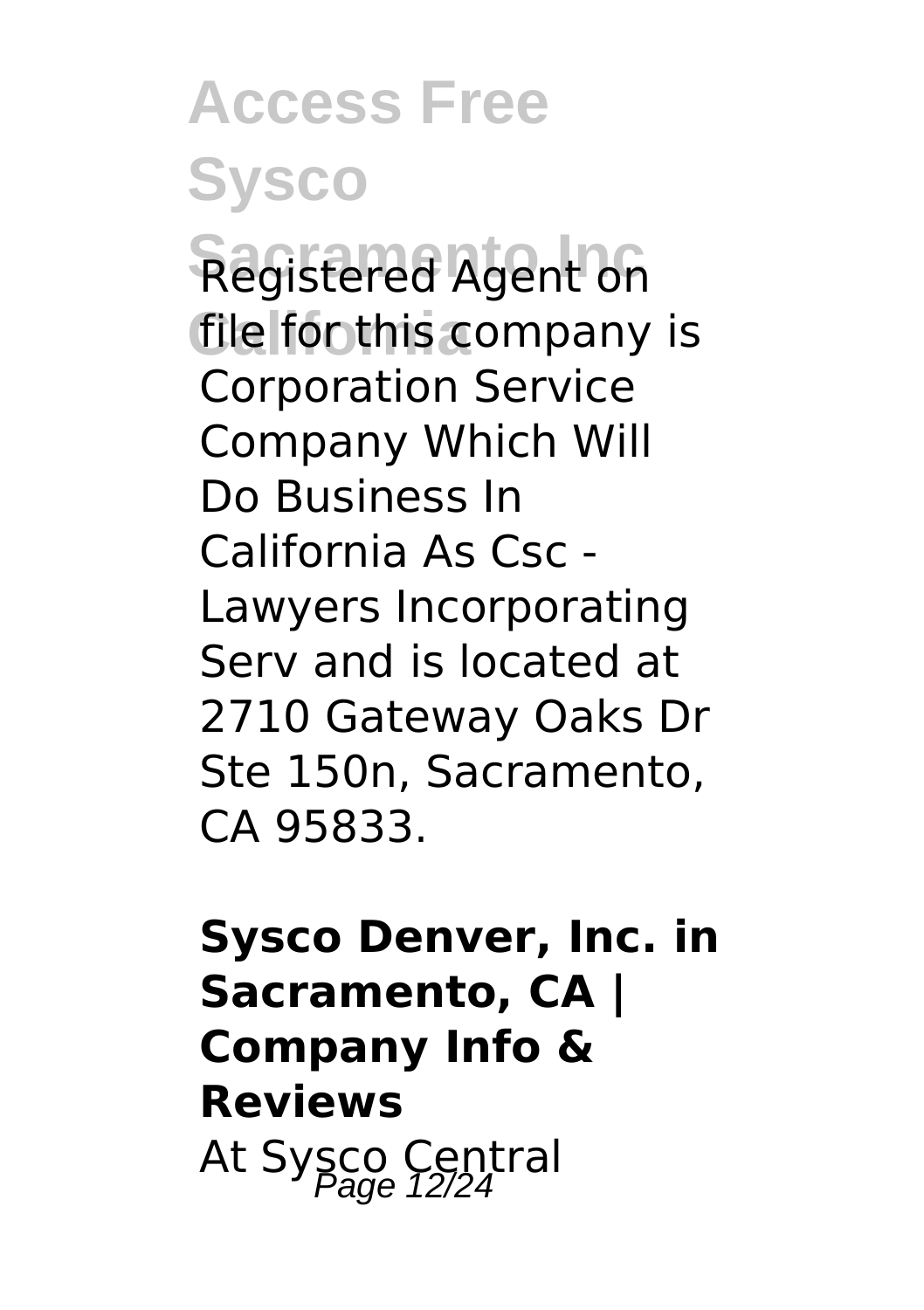Registered Agent on file for this company is Corporation Service Company Which Will Do Business In California As Csc - Lawyers Incorporating Serv and is located at 2710 Gateway Oaks Dr Ste 150n, Sacramento, CA 95833.

**Sysco Denver, Inc. in Sacramento, CA | Company Info & Reviews**

At Sysco Central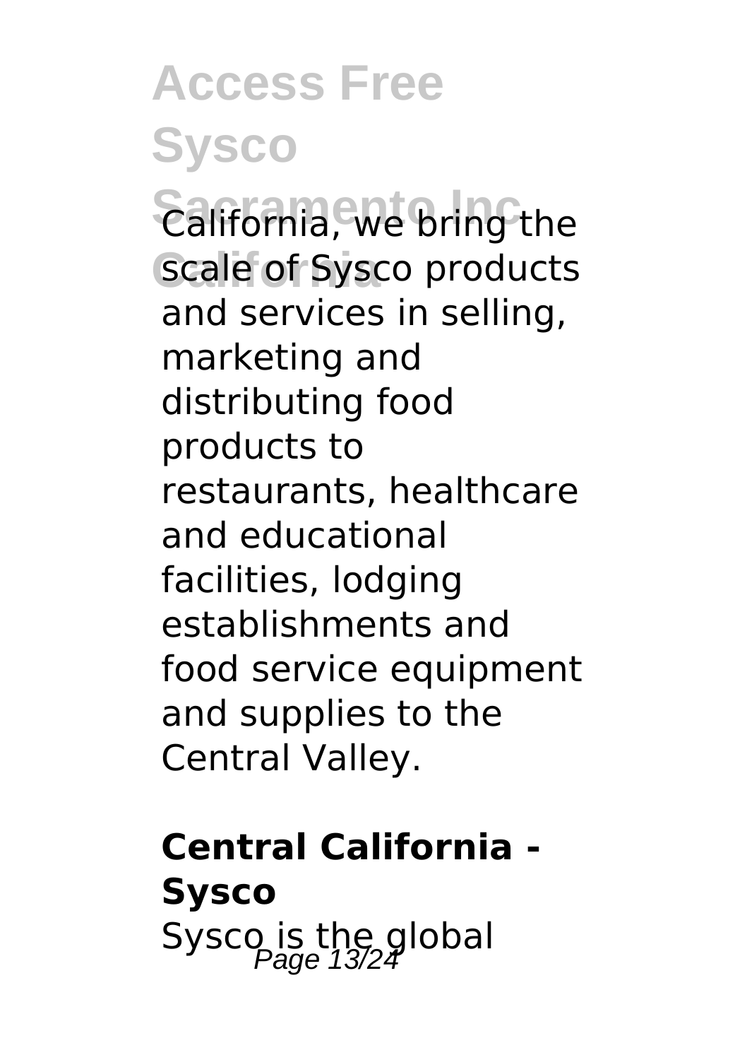California, we bring the scale of Sysco products and services in selling, marketing and distributing food products to restaurants, healthcare and educational facilities, lodging establishments and food service equipment and supplies to the Central Valley.

**Central California - Sysco**

Sysco is the global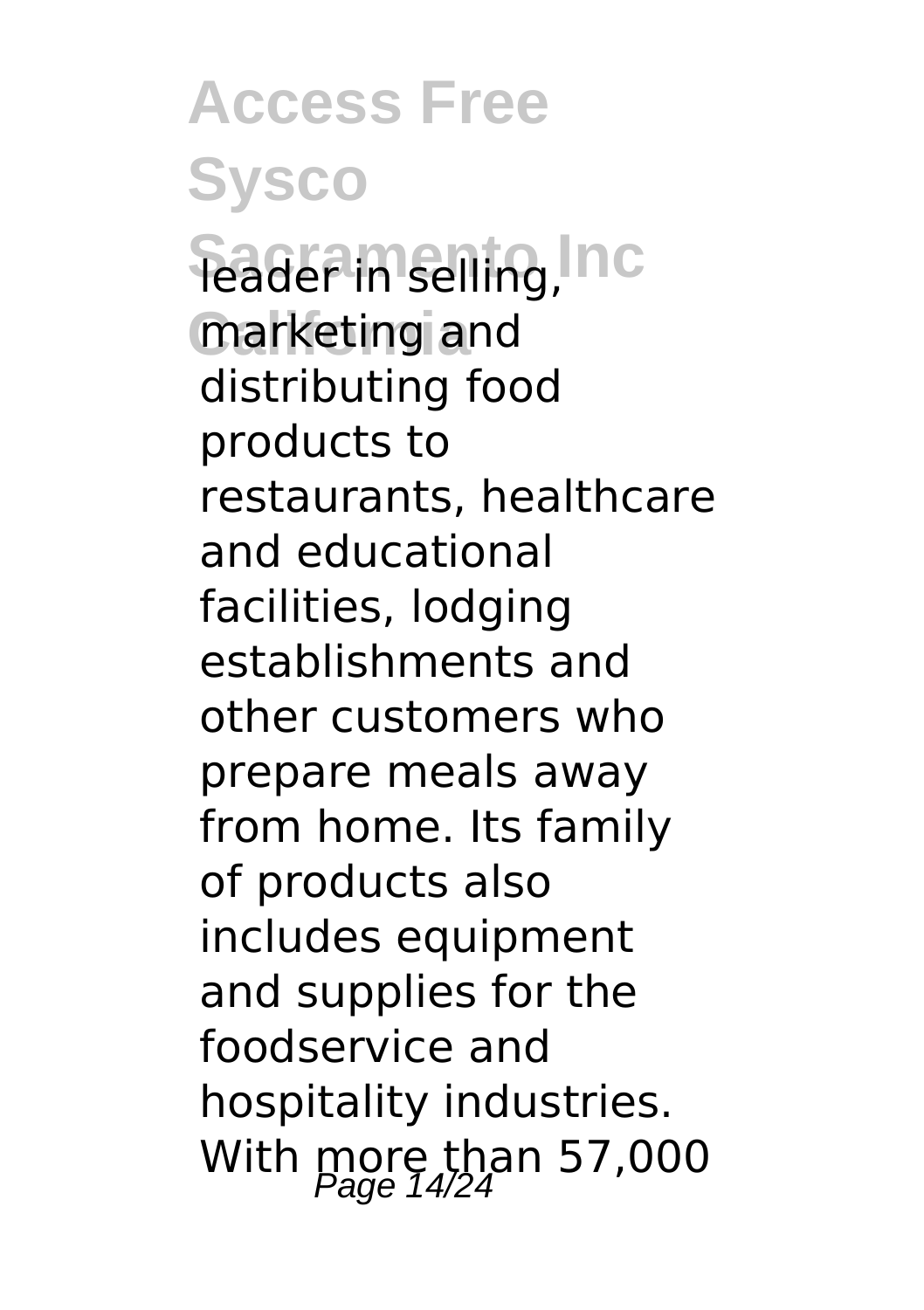leader in selling, marketing and distributing food products to restaurants, healthcare and educational facilities, lodging establishments and other customers who prepare meals away from home. Its family of products also includes equipment and supplies for the foodservice and hospitality industries. With more than 57,000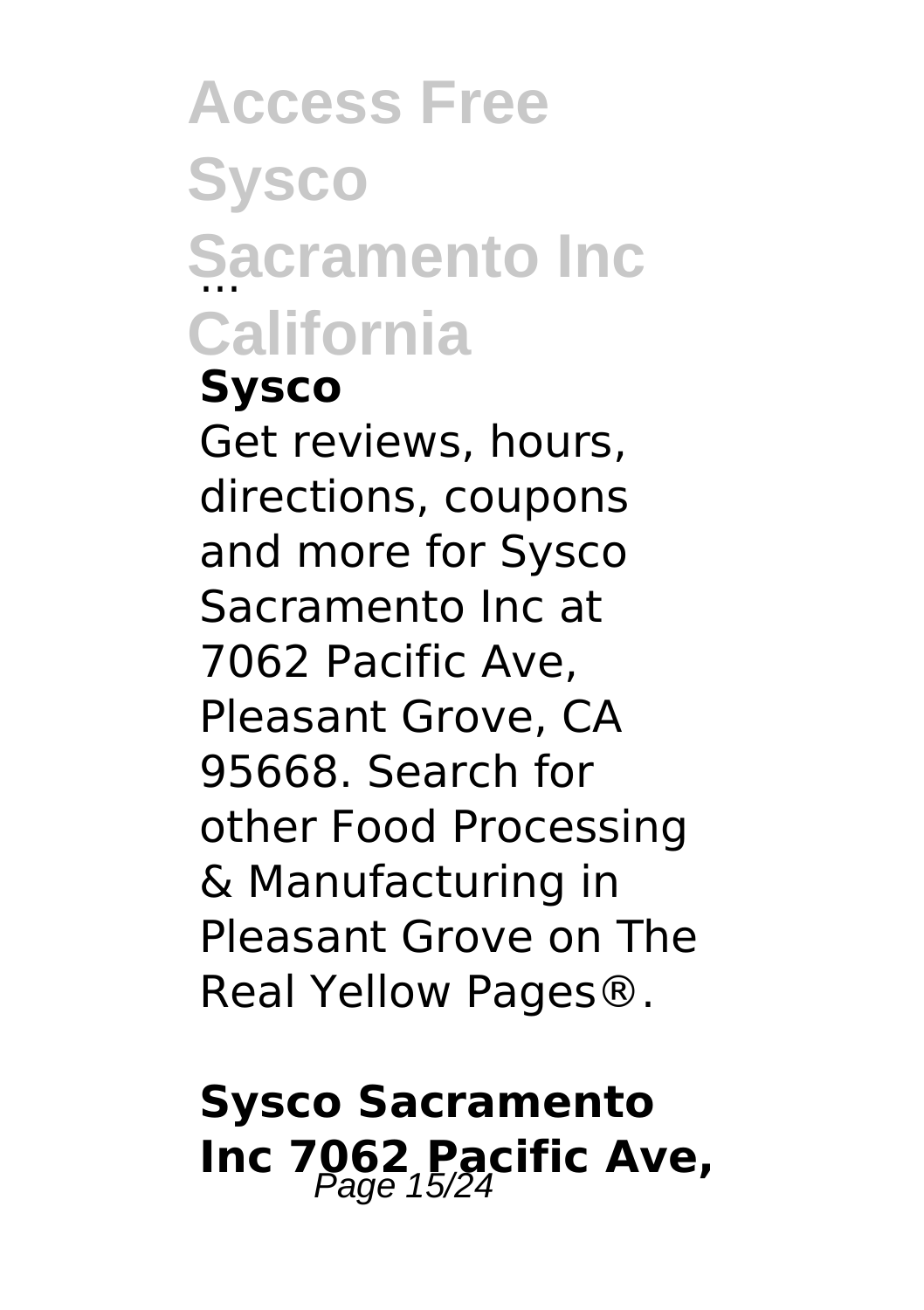# Access Free Sysco Sacramento Inc California

### Sysco ...

Get reviews, hours, directions, coupons and more for Sysco Sacramento Inc at 7062 Pacific Ave, Pleasant Grove, CA 95668. Search for other Food Processing & Manufacturing in Pleasant Grove on The Real Yellow Pages®.

### Sysco Sacramento Inc 7062 Pacific Ave,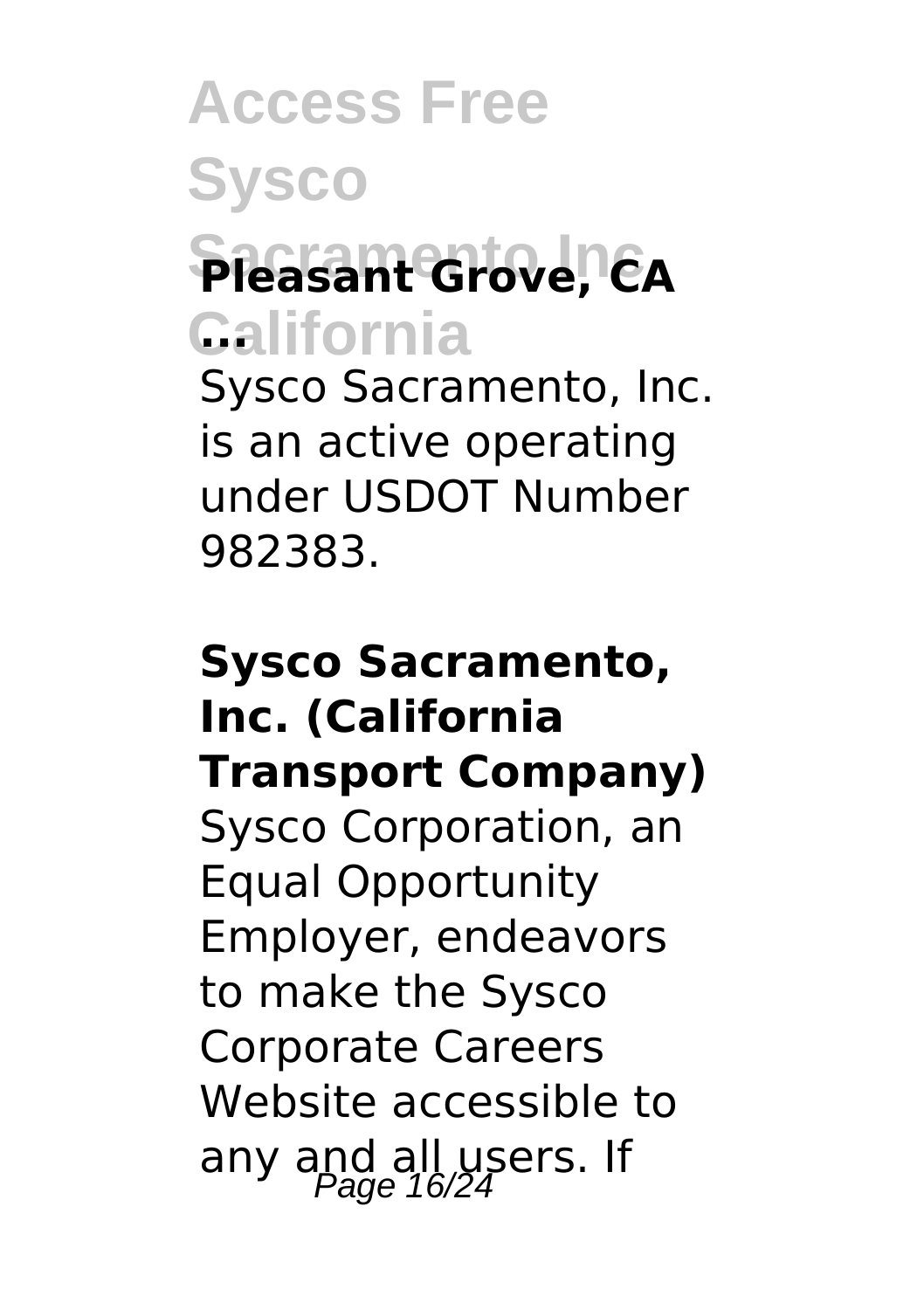**Pleasant Grove, CA ...**

Sysco Sacramento, Inc. is an active operating under USDOT Number 982383.

**Sysco Sacramento, Inc. (California Transport Company)**

Sysco Corporation, an Equal Opportunity Employer, endeavors to make the Sysco Corporate Careers Website accessible to any and all users. If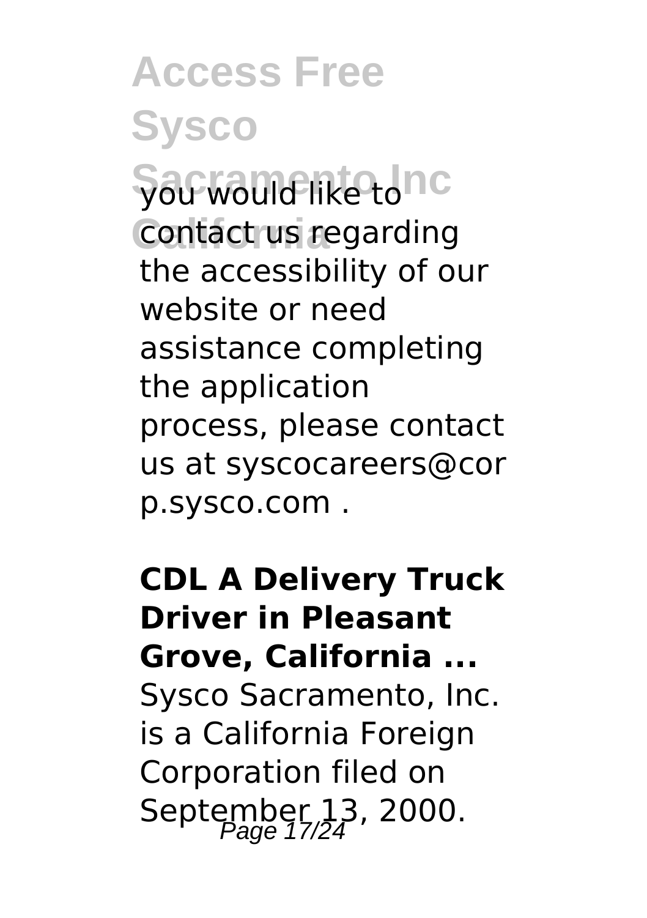you would like to contact us regarding the accessibility of our website or need assistance completing the application process, please contact us at syscocareers@corp.sysco.com .

**CDL A Delivery Truck Driver in Pleasant Grove, California ...**

Sysco Sacramento, Inc. is a California Foreign Corporation filed on September 13, 2000.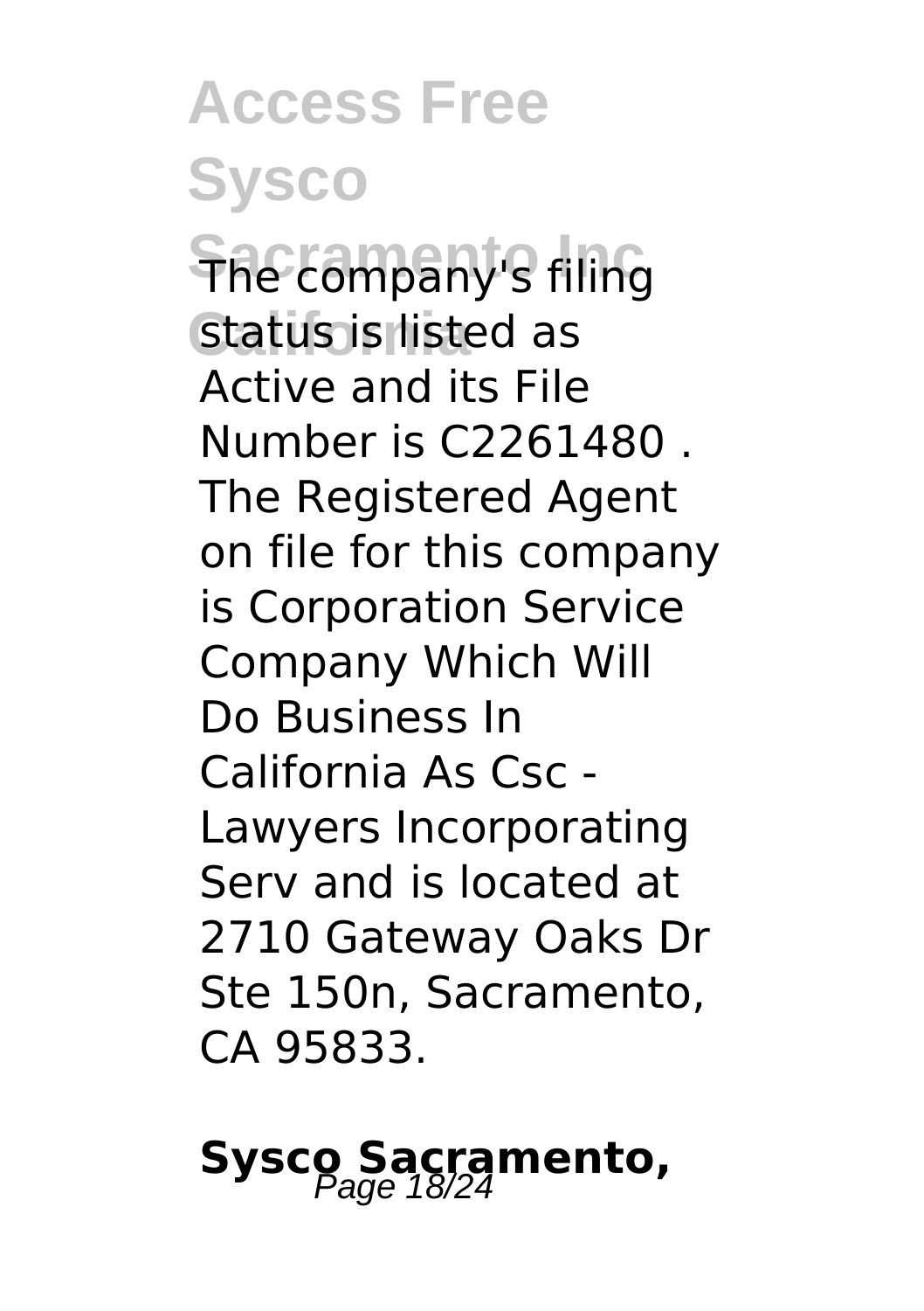The company's filing status is listed as Active and its File Number is C2261480 . The Registered Agent on file for this company is Corporation Service Company Which Will Do Business In California As Csc - Lawyers Incorporating Serv and is located at 2710 Gateway Oaks Dr Ste 150n, Sacramento, CA 95833.

## Sysco Sacramento,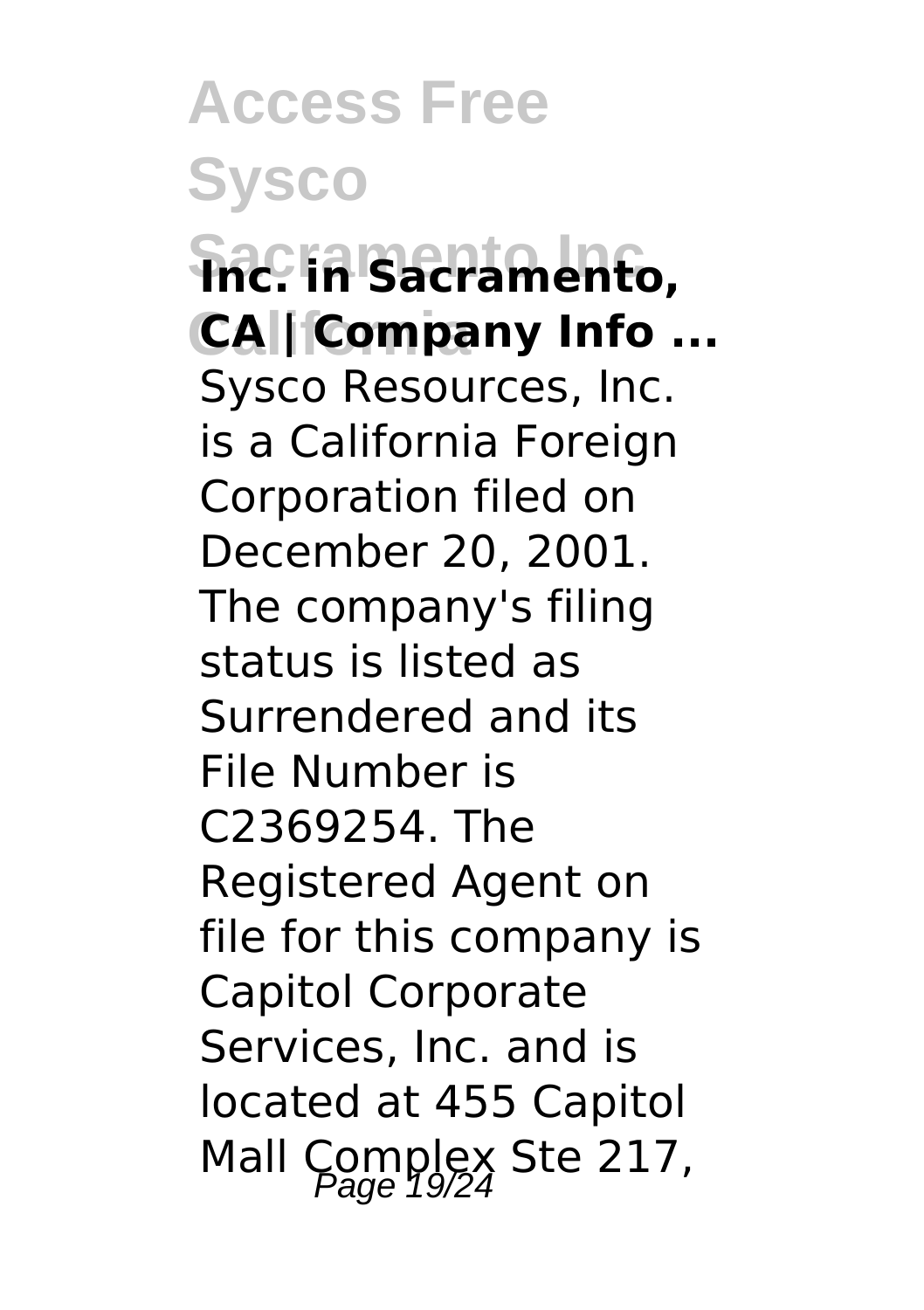**Inc. in Sacramento, CA | Company Info ...**

Sysco Resources, Inc. is a California Foreign Corporation filed on December 20, 2001. The company's filing status is listed as Surrendered and its File Number is C2369254. The Registered Agent on file for this company is Capitol Corporate Services, Inc. and is located at 455 Capitol Mall Complex Ste 217,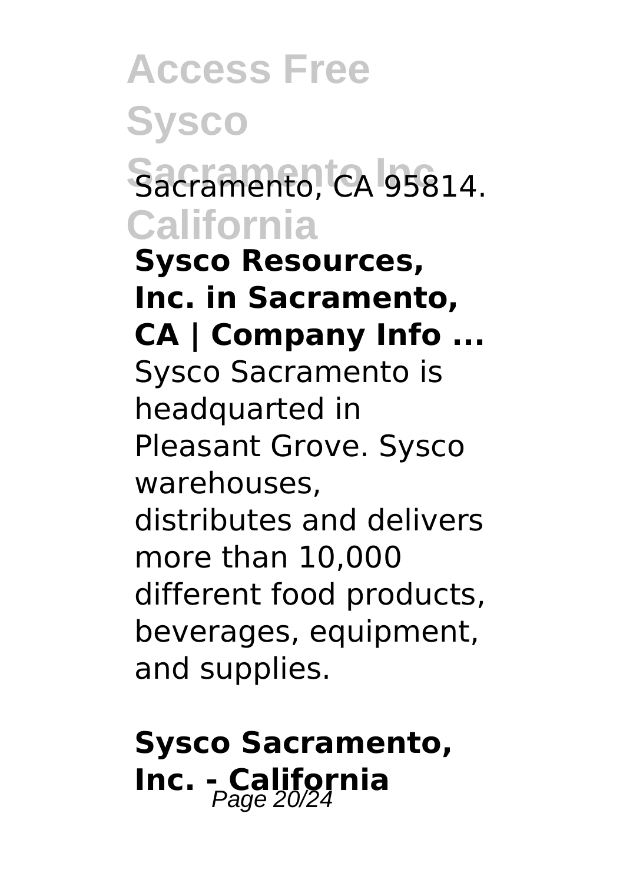Sacramento, CA 95814.

**Sysco Resources, Inc. in Sacramento, CA | Company Info ...**

Sysco Sacramento is headquarted in Pleasant Grove. Sysco warehouses, distributes and delivers more than 10,000 different food products, beverages, equipment, and supplies.

## Sysco Sacramento, Inc. - California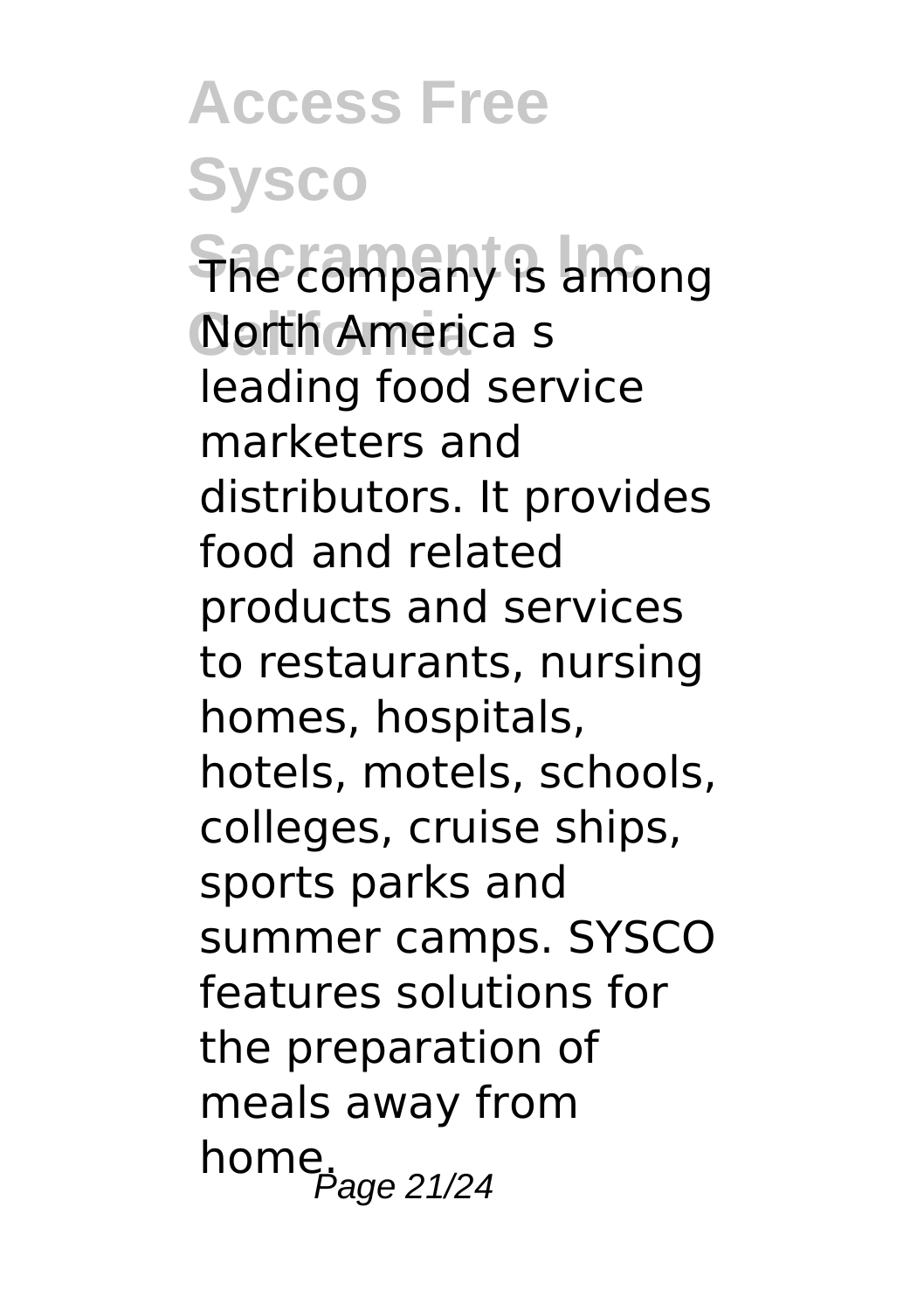The company is among North America s leading food service marketers and distributors. It provides food and related products and services to restaurants, nursing homes, hospitals, hotels, motels, schools, colleges, cruise ships, sports parks and summer camps. SYSCO features solutions for the preparation of meals away from home.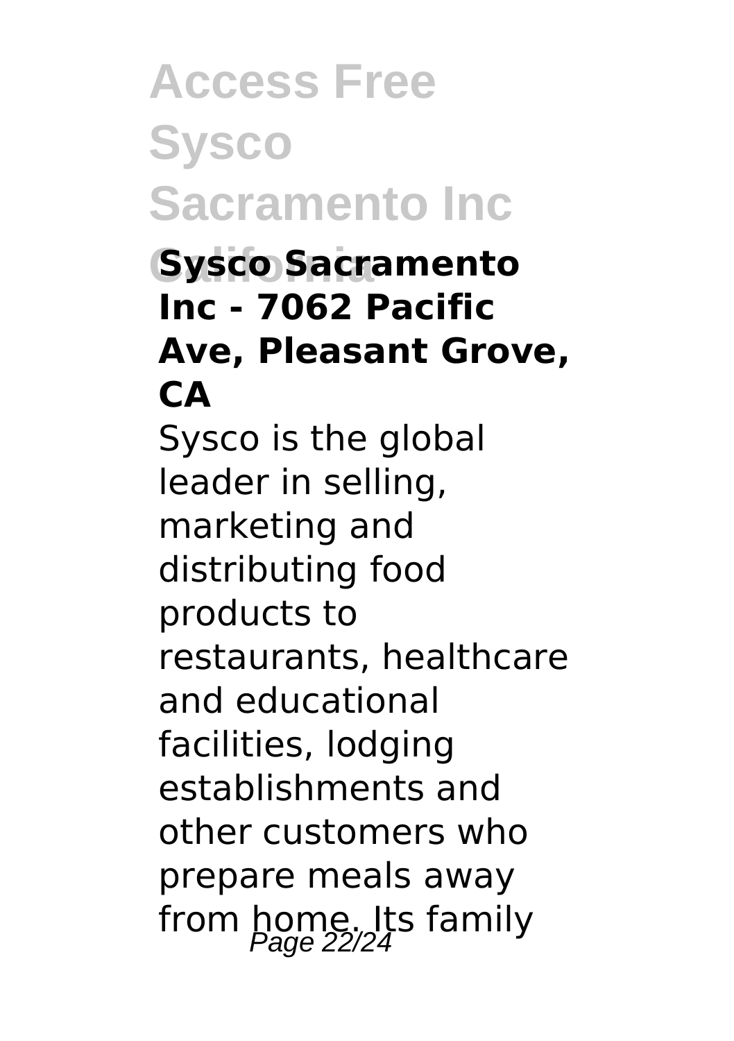### Sysco Sacramento Inc - 7062 Pacific Ave, Pleasant Grove, CA

Sysco is the global leader in selling, marketing and distributing food products to restaurants, healthcare and educational facilities, lodging establishments and other customers who prepare meals away from home. Its family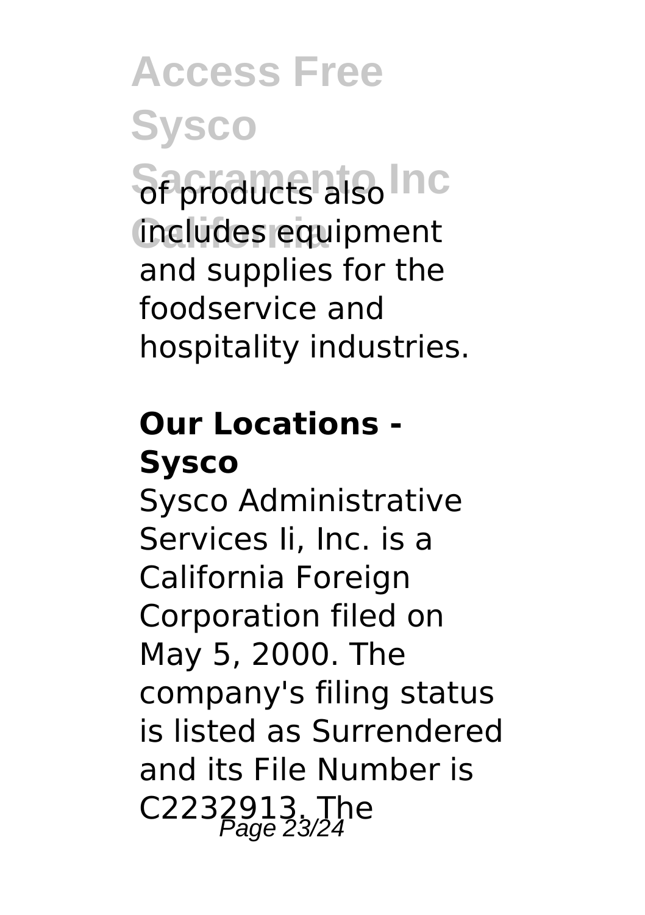of products also includes equipment and supplies for the foodservice and hospitality industries.

## Our Locations - Sysco

Sysco Administrative Services Ii, Inc. is a California Foreign Corporation filed on May 5, 2000. The company's filing status is listed as Surrendered and its File Number is C2232913. The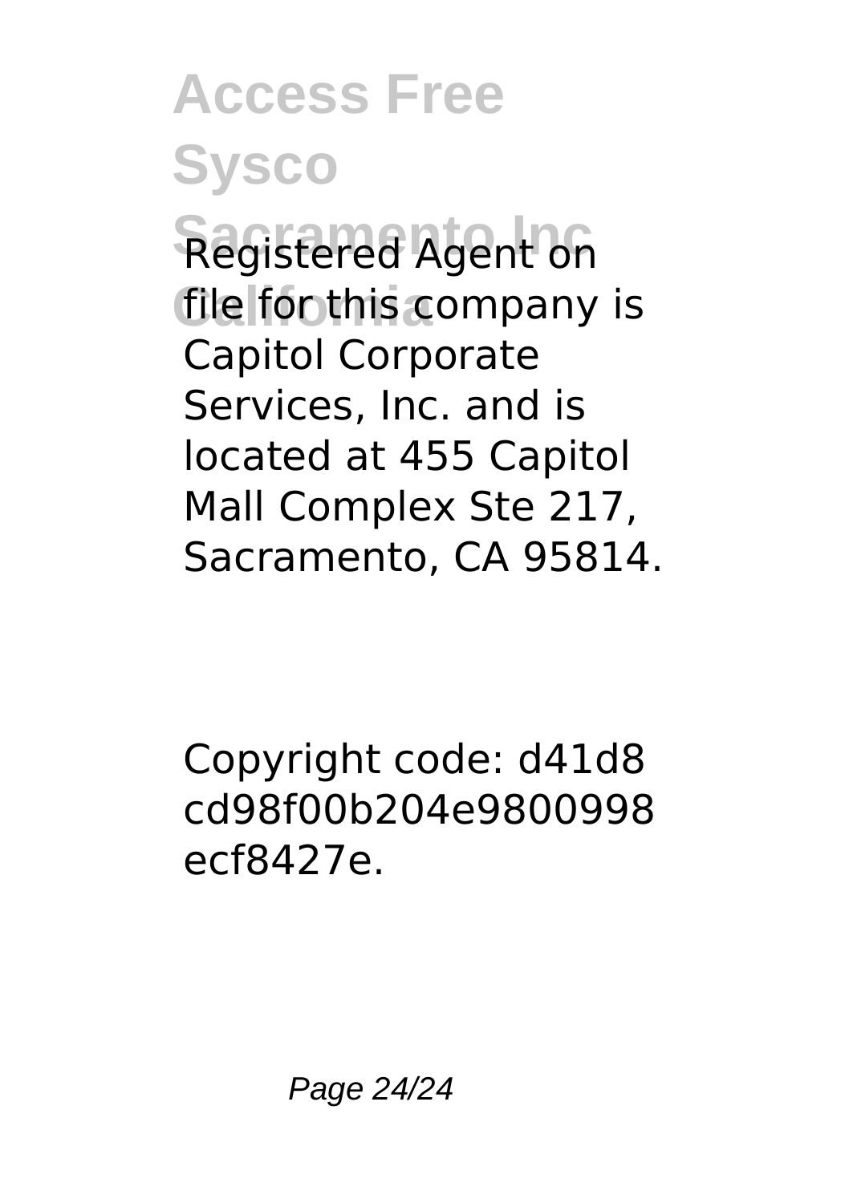Registered Agent on file for this company is Capitol Corporate Services, Inc. and is located at 455 Capitol Mall Complex Ste 217, Sacramento, CA 95814.

Copyright code: d41d8cd98f00b204e9800998ecf8427e.